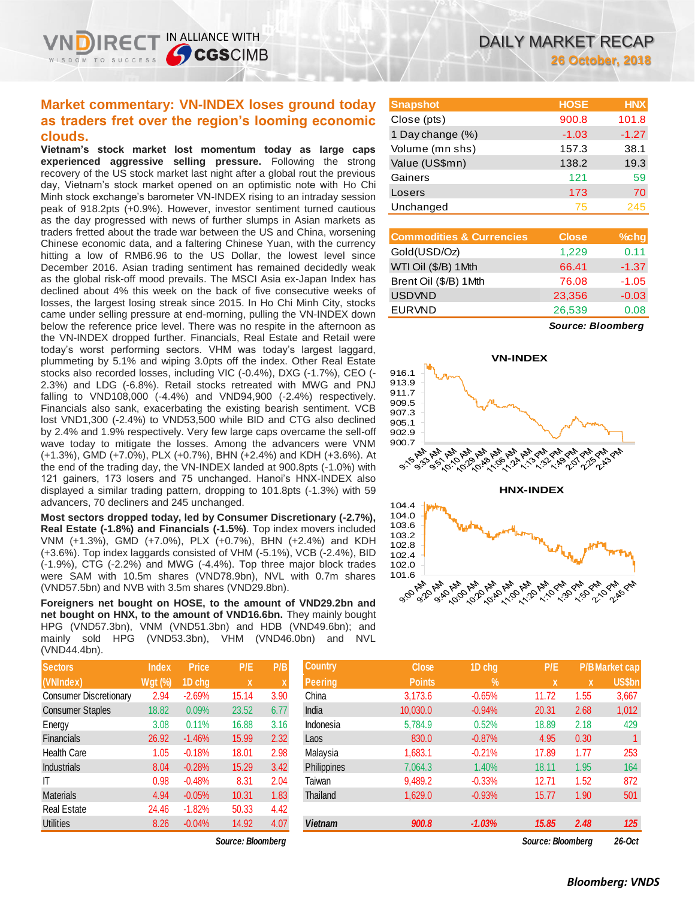# DAILY MARKET RECAP

**26 October, 2018**

## Market commentary: VN-INDEX loses ground today as traders fret over the region's looming economic clouds.

**Vietnam's stock market lost momentum today as large caps experienced aggressive selling pressure.** Following the strong recovery of the US stock market last night after a global rout the previous day, Vietnam's stock market opened on an optimistic note with Ho Chi Minh stock exchange's barometer VN-INDEX rising to an intraday session peak of 918.2pts (+0.9%). However, investor sentiment turned cautious as the day progressed with news of further slumps in Asian markets as traders fretted about the trade war between the US and China, worsening Chinese economic data, and a faltering Chinese Yuan, with the currency hitting a low of RMB6.96 to the US Dollar, the lowest level since December 2016. Asian trading sentiment has remained decidedly weak as the global risk-off mood prevails. The MSCI Asia ex-Japan Index has declined about 4% this week on the back of five consecutive weeks of losses, the largest losing streak since 2015. In Ho Chi Minh City, stocks came under selling pressure at end-morning, pulling the VN-INDEX down below the reference price level. There was no respite in the afternoon as the VN-INDEX dropped further. Financials, Real Estate and Retail were today's worst performing sectors. VHM was today's largest laggard, plummeting by 5.1% and wiping 3.0pts off the index. Other Real Estate stocks also recorded losses, including VIC (-0.4%), DXG (-1.7%), CEO (-2.3%) and LDG (-6.8%). Retail stocks retreated with MWG and PNJ falling to VND108,000 (-4.4%) and VND94,900 (-2.4%) respectively. Financials also sank, exacerbating the existing bearish sentiment. VCB lost VND1,300 (-2.4%) to VND53,500 while BID and CTG also declined by 2.4% and 1.9% respectively. Very few large caps overcame the sell-off wave today to mitigate the losses. Among the advancers were VNM (+1.3%), GMD (+7.0%), PLX (+0.7%), BHN (+2.4%) and KDH (+3.6%). At the end of the trading day, the VN-INDEX landed at 900.8pts (-1.0%) with 121 gainers, 173 losers and 75 unchanged. Hanoi's HNX-INDEX also displayed a similar trading pattern, dropping to 101.8pts (-1.3%) with 59 advancers, 70 decliners and 245 unchanged.

**Most sectors dropped today, led by Consumer Discretionary (-2.7%), Real Estate (-1.8%) and Financials (-1.5%)**. Top index movers included VNM (+1.3%), GMD (+7.0%), PLX (+0.7%), BHN (+2.4%) and KDH (+3.6%). Top index laggards consisted of VHM (-5.1%), VCB (-2.4%), BID (-1.9%), CTG (-2.2%) and MWG (-4.4%). Top three major block trades were SAM with 10.5m shares (VND78.9bn), NVL with 0.7m shares (VND57.5bn) and NVB with 3.5m shares (VND29.8bn).

**Foreigners net bought on HOSE, to the amount of VND29.2bn and net bought on HNX, to the amount of VND16.6bn.** They mainly bought HPG (VND57.3bn), VNM (VND51.3bn) and HDB (VND49.6bn); and mainly sold HPG (VND53.3bn), VHM (VND46.0bn) and NVL (VND44.4bn).

| Snapshot | HOSE | HNX |
|---|---|---|
| Close (pts) | 900.8 | 101.8 |
| 1 Day change (%) | -1.03 | -1.27 |
| Volume (mn shs) | 157.3 | 38.1 |
| Value (US$mn) | 138.2 | 19.3 |
| Gainers | 121 | 59 |
| Losers | 173 | 70 |
| Unchanged | 75 | 245 |

| Commodities & Currencies | Close | %chg |
|---|---|---|
| Gold(USD/Oz) | 1,229 | 0.11 |
| WTI Oil ($/B) 1Mth | 66.41 | -1.37 |
| Brent Oil ($/B) 1Mth | 76.08 | -1.05 |
| USDVND | 23,356 | -0.03 |
| EURVND | 26,539 | 0.08 |

*Source: Bloomberg*

| Sectors (VNIndex) | Index Wgt (%) | Price 1D chg | P/E x | P/B x |
|---|---|---|---|---|
| Consumer Discretionary | 2.94 | -2.69% | 15.14 | 3.90 |
| Consumer Staples | 18.82 | 0.09% | 23.52 | 6.77 |
| Energy | 3.08 | 0.11% | 16.88 | 3.16 |
| Financials | 26.92 | -1.46% | 15.99 | 2.32 |
| Health Care | 1.05 | -0.18% | 18.01 | 2.98 |
| Industrials | 8.04 | -0.28% | 15.29 | 3.42 |
| IT | 0.98 | -0.48% | 8.31 | 2.04 |
| Materials | 4.94 | -0.05% | 10.31 | 1.83 |
| Real Estate | 24.46 | -1.82% | 50.33 | 4.42 |
| Utilities | 8.26 | -0.04% | 14.92 | 4.07 |

*Source: Bloomberg*

| Country Peering | Close Points | 1D chg % | P/E x | P/B x | Market cap US$bn |
|---|---|---|---|---|---|
| China | 3,173.6 | -0.65% | 11.72 | 1.55 | 3,667 |
| India | 10,030.0 | -0.94% | 20.31 | 2.68 | 1,012 |
| Indonesia | 5,784.9 | 0.52% | 18.89 | 2.18 | 429 |
| Laos | 830.0 | -0.87% | 4.95 | 0.30 | 1 |
| Malaysia | 1,683.1 | -0.21% | 17.89 | 1.77 | 253 |
| Philippines | 7,064.3 | 1.40% | 18.11 | 1.95 | 164 |
| Taiwan | 9,489.2 | -0.33% | 12.71 | 1.52 | 872 |
| Thailand | 1,629.0 | -0.93% | 15.77 | 1.90 | 501 |
| **Vietnam** | **900.8** | **-1.03%** | **15.85** | **2.48** | **125** |

*Source: Bloomberg* *26-Oct*

*Bloomberg: VNDS*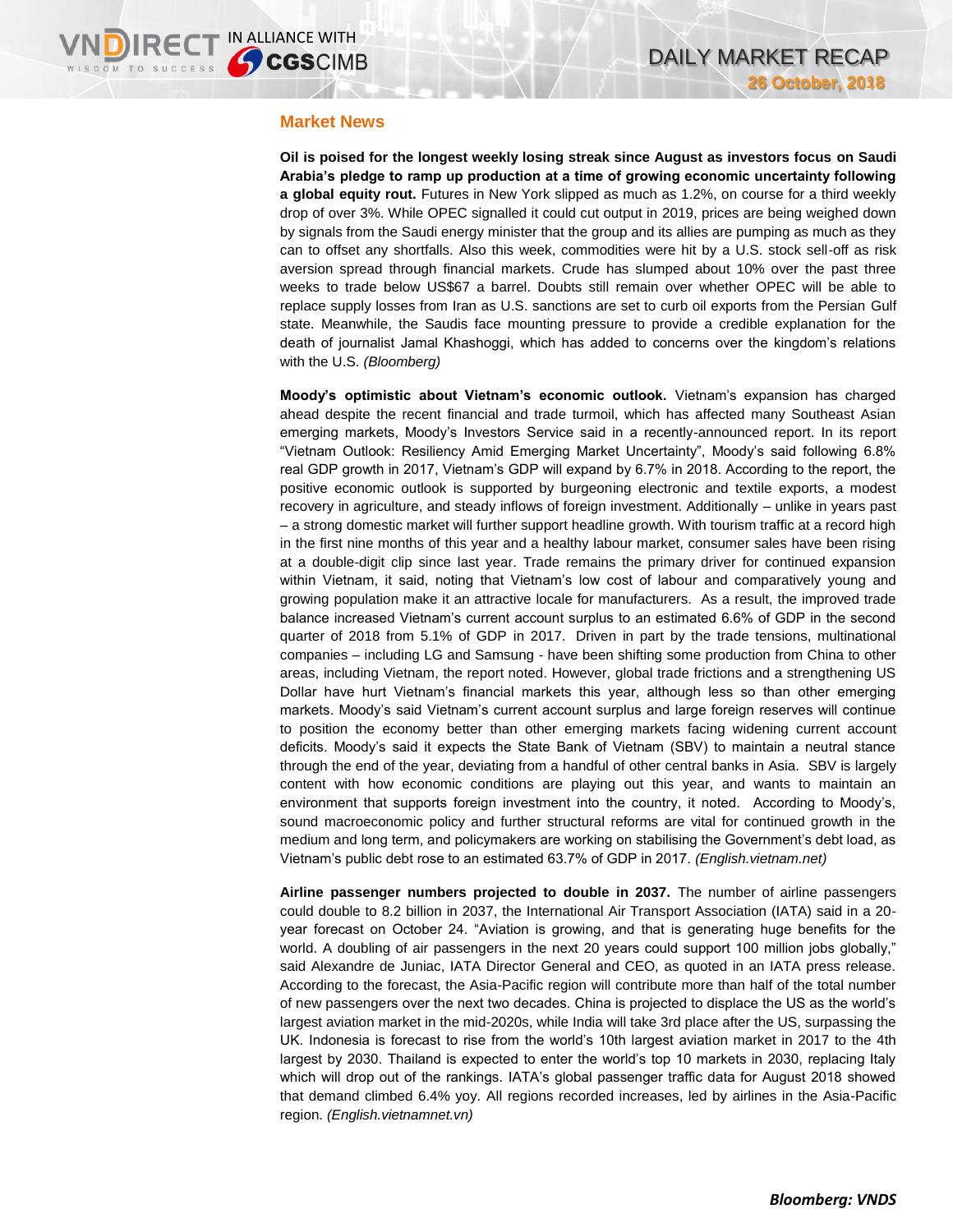## Market News

**Oil is poised for the longest weekly losing streak since August as investors focus on Saudi Arabia's pledge to ramp up production at a time of growing economic uncertainty following a global equity rout.** Futures in New York slipped as much as 1.2%, on course for a third weekly drop of over 3%. While OPEC signalled it could cut output in 2019, prices are being weighed down by signals from the Saudi energy minister that the group and its allies are pumping as much as they can to offset any shortfalls. Also this week, commodities were hit by a U.S. stock sell-off as risk aversion spread through financial markets. Crude has slumped about 10% over the past three weeks to trade below US$67 a barrel. Doubts still remain over whether OPEC will be able to replace supply losses from Iran as U.S. sanctions are set to curb oil exports from the Persian Gulf state. Meanwhile, the Saudis face mounting pressure to provide a credible explanation for the death of journalist Jamal Khashoggi, which has added to concerns over the kingdom's relations with the U.S. *(Bloomberg)*

**Moody's optimistic about Vietnam's economic outlook.** Vietnam's expansion has charged ahead despite the recent financial and trade turmoil, which has affected many Southeast Asian emerging markets, Moody's Investors Service said in a recently-announced report. In its report "Vietnam Outlook: Resiliency Amid Emerging Market Uncertainty", Moody's said following 6.8% real GDP growth in 2017, Vietnam's GDP will expand by 6.7% in 2018. According to the report, the positive economic outlook is supported by burgeoning electronic and textile exports, a modest recovery in agriculture, and steady inflows of foreign investment. Additionally – unlike in years past – a strong domestic market will further support headline growth. With tourism traffic at a record high in the first nine months of this year and a healthy labour market, consumer sales have been rising at a double-digit clip since last year. Trade remains the primary driver for continued expansion within Vietnam, it said, noting that Vietnam's low cost of labour and comparatively young and growing population make it an attractive locale for manufacturers. As a result, the improved trade balance increased Vietnam's current account surplus to an estimated 6.6% of GDP in the second quarter of 2018 from 5.1% of GDP in 2017. Driven in part by the trade tensions, multinational companies – including LG and Samsung - have been shifting some production from China to other areas, including Vietnam, the report noted. However, global trade frictions and a strengthening US Dollar have hurt Vietnam's financial markets this year, although less so than other emerging markets. Moody's said Vietnam's current account surplus and large foreign reserves will continue to position the economy better than other emerging markets facing widening current account deficits. Moody's said it expects the State Bank of Vietnam (SBV) to maintain a neutral stance through the end of the year, deviating from a handful of other central banks in Asia. SBV is largely content with how economic conditions are playing out this year, and wants to maintain an environment that supports foreign investment into the country, it noted. According to Moody's, sound macroeconomic policy and further structural reforms are vital for continued growth in the medium and long term, and policymakers are working on stabilising the Government's debt load, as Vietnam's public debt rose to an estimated 63.7% of GDP in 2017. *(English.vietnam.net)*

**Airline passenger numbers projected to double in 2037.** The number of airline passengers could double to 8.2 billion in 2037, the International Air Transport Association (IATA) said in a 20-year forecast on October 24. "Aviation is growing, and that is generating huge benefits for the world. A doubling of air passengers in the next 20 years could support 100 million jobs globally," said Alexandre de Juniac, IATA Director General and CEO, as quoted in an IATA press release. According to the forecast, the Asia-Pacific region will contribute more than half of the total number of new passengers over the next two decades. China is projected to displace the US as the world's largest aviation market in the mid-2020s, while India will take 3rd place after the US, surpassing the UK. Indonesia is forecast to rise from the world's 10th largest aviation market in 2017 to the 4th largest by 2030. Thailand is expected to enter the world's top 10 markets in 2030, replacing Italy which will drop out of the rankings. IATA's global passenger traffic data for August 2018 showed that demand climbed 6.4% yoy. All regions recorded increases, led by airlines in the Asia-Pacific region. *(English.vietnamnet.vn)*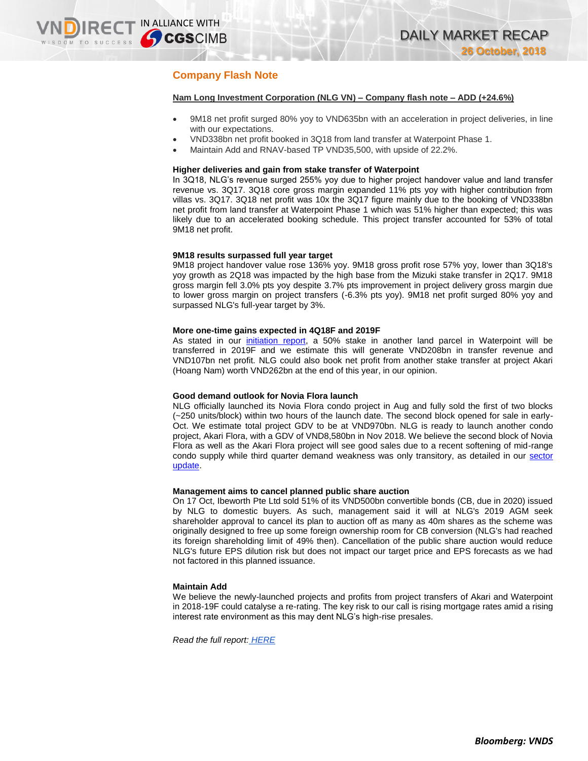## Company Flash Note

**Nam Long Investment Corporation (NLG VN) – Company flash note – ADD (+24.6%)**

- 9M18 net profit surged 80% yoy to VND635bn with an acceleration in project deliveries, in line with our expectations.
- VND338bn net profit booked in 3Q18 from land transfer at Waterpoint Phase 1.
- Maintain Add and RNAV-based TP VND35,500, with upside of 22.2%.

**Higher deliveries and gain from stake transfer of Waterpoint**

In 3Q18, NLG's revenue surged 255% yoy due to higher project handover value and land transfer revenue vs. 3Q17. 3Q18 core gross margin expanded 11% pts yoy with higher contribution from villas vs. 3Q17. 3Q18 net profit was 10x the 3Q17 figure mainly due to the booking of VND338bn net profit from land transfer at Waterpoint Phase 1 which was 51% higher than expected; this was likely due to an accelerated booking schedule. This project transfer accounted for 53% of total 9M18 net profit.

**9M18 results surpassed full year target**

9M18 project handover value rose 136% yoy. 9M18 gross profit rose 57% yoy, lower than 3Q18's yoy growth as 2Q18 was impacted by the high base from the Mizuki stake transfer in 2Q17. 9M18 gross margin fell 3.0% pts yoy despite 3.7% pts improvement in project delivery gross margin due to lower gross margin on project transfers (-6.3% pts yoy). 9M18 net profit surged 80% yoy and surpassed NLG's full-year target by 3%.

**More one-time gains expected in 4Q18F and 2019F**

As stated in our initiation report, a 50% stake in another land parcel in Waterpoint will be transferred in 2019F and we estimate this will generate VND208bn in transfer revenue and VND107bn net profit. NLG could also book net profit from another stake transfer at project Akari (Hoang Nam) worth VND262bn at the end of this year, in our opinion.

**Good demand outlook for Novia Flora launch**

NLG officially launched its Novia Flora condo project in Aug and fully sold the first of two blocks (~250 units/block) within two hours of the launch date. The second block opened for sale in early-Oct. We estimate total project GDV to be at VND970bn. NLG is ready to launch another condo project, Akari Flora, with a GDV of VND8,580bn in Nov 2018. We believe the second block of Novia Flora as well as the Akari Flora project will see good sales due to a recent softening of mid-range condo supply while third quarter demand weakness was only transitory, as detailed in our sector update.

**Management aims to cancel planned public share auction**

On 17 Oct, Ibeworth Pte Ltd sold 51% of its VND500bn convertible bonds (CB, due in 2020) issued by NLG to domestic buyers. As such, management said it will at NLG's 2019 AGM seek shareholder approval to cancel its plan to auction off as many as 40m shares as the scheme was originally designed to free up some foreign ownership room for CB conversion (NLG's had reached its foreign shareholding limit of 49% then). Cancellation of the public share auction would reduce NLG's future EPS dilution risk but does not impact our target price and EPS forecasts as we had not factored in this planned issuance.

**Maintain Add**

We believe the newly-launched projects and profits from project transfers of Akari and Waterpoint in 2018-19F could catalyse a re-rating. The key risk to our call is rising mortgage rates amid a rising interest rate environment as this may dent NLG's high-rise presales.

*Read the full report: HERE*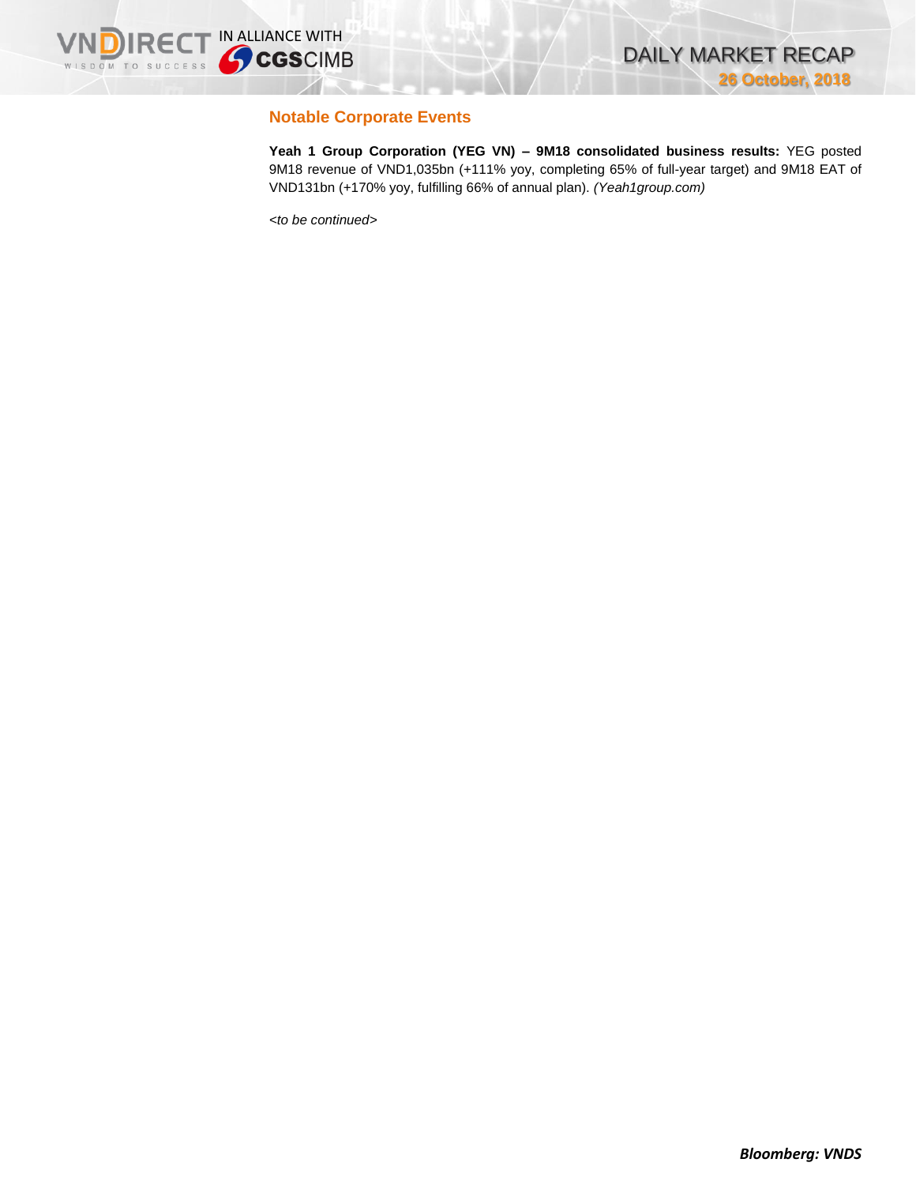## Notable Corporate Events

**Yeah 1 Group Corporation (YEG VN) – 9M18 consolidated business results:** YEG posted 9M18 revenue of VND1,035bn (+111% yoy, completing 65% of full-year target) and 9M18 EAT of VND131bn (+170% yoy, fulfilling 66% of annual plan). *(Yeah1group.com)*

*<to be continued>*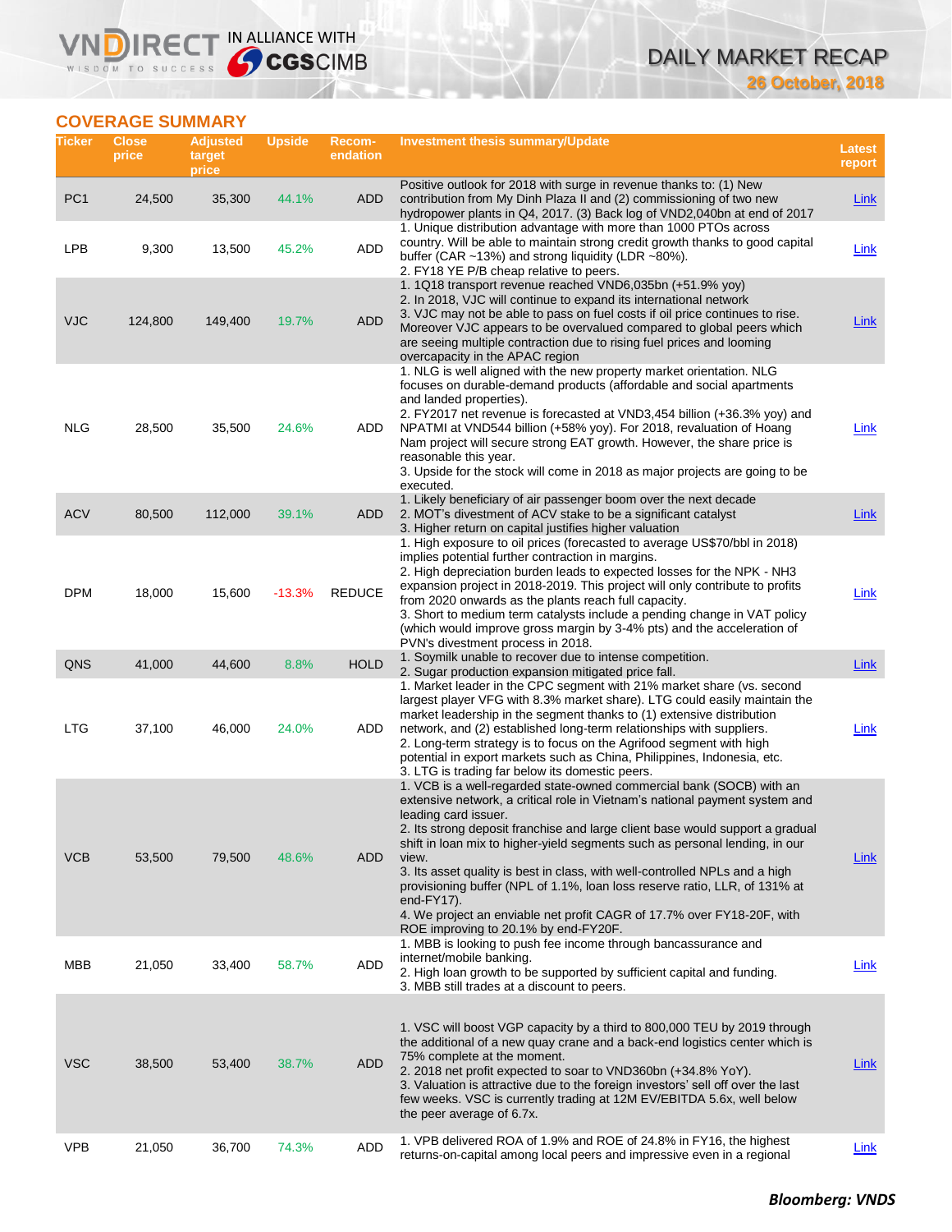## COVERAGE SUMMARY

| Ticker | Close price | Adjusted target price | Upside | Recom-endation | Investment thesis summary/Update | Latest report |
|---|---|---|---|---|---|---|
| PC1 | 24,500 | 35,300 | 44.1% | ADD | Positive outlook for 2018 with surge in revenue thanks to: (1) New contribution from My Dinh Plaza II and (2) commissioning of two new hydropower plants in Q4, 2017. (3) Back log of VND2,040bn at end of 2017 | Link |
| LPB | 9,300 | 13,500 | 45.2% | ADD | 1. Unique distribution advantage with more than 1000 PTOs across country. Will be able to maintain strong credit growth thanks to good capital buffer (CAR ~13%) and strong liquidity (LDR ~80%).<br>2. FY18 YE P/B cheap relative to peers. | Link |
| VJC | 124,800 | 149,400 | 19.7% | ADD | 1. 1Q18 transport revenue reached VND6,035bn (+51.9% yoy)<br>2. In 2018, VJC will continue to expand its international network<br>3. VJC may not be able to pass on fuel costs if oil price continues to rise. Moreover VJC appears to be overvalued compared to global peers which are seeing multiple contraction due to rising fuel prices and looming overcapacity in the APAC region | Link |
| NLG | 28,500 | 35,500 | 24.6% | ADD | 1. NLG is well aligned with the new property market orientation. NLG focuses on durable-demand products (affordable and social apartments and landed properties).<br>2. FY2017 net revenue is forecasted at VND3,454 billion (+36.3% yoy) and NPATMI at VND544 billion (+58% yoy). For 2018, revaluation of Hoang Nam project will secure strong EAT growth. However, the share price is reasonable this year.<br>3. Upside for the stock will come in 2018 as major projects are going to be executed. | Link |
| ACV | 80,500 | 112,000 | 39.1% | ADD | 1. Likely beneficiary of air passenger boom over the next decade<br>2. MOT's divestment of ACV stake to be a significant catalyst<br>3. Higher return on capital justifies higher valuation | Link |
| DPM | 18,000 | 15,600 | -13.3% | REDUCE | 1. High exposure to oil prices (forecasted to average US$70/bbl in 2018) implies potential further contraction in margins.<br>2. High depreciation burden leads to expected losses for the NPK - NH3 expansion project in 2018-2019. This project will only contribute to profits from 2020 onwards as the plants reach full capacity.<br>3. Short to medium term catalysts include a pending change in VAT policy (which would improve gross margin by 3-4% pts) and the acceleration of PVN's divestment process in 2018. | Link |
| QNS | 41,000 | 44,600 | 8.8% | HOLD | 1. Soymilk unable to recover due to intense competition.<br>2. Sugar production expansion mitigated price fall. | Link |
| LTG | 37,100 | 46,000 | 24.0% | ADD | 1. Market leader in the CPC segment with 21% market share (vs. second largest player VFG with 8.3% market share). LTG could easily maintain the market leadership in the segment thanks to (1) extensive distribution network, and (2) established long-term relationships with suppliers.<br>2. Long-term strategy is to focus on the Agrifood segment with high potential in export markets such as China, Philippines, Indonesia, etc.<br>3. LTG is trading far below its domestic peers. | Link |
| VCB | 53,500 | 79,500 | 48.6% | ADD | 1. VCB is a well-regarded state-owned commercial bank (SOCB) with an extensive network, a critical role in Vietnam's national payment system and leading card issuer.<br>2. Its strong deposit franchise and large client base would support a gradual shift in loan mix to higher-yield segments such as personal lending, in our view.<br>3. Its asset quality is best in class, with well-controlled NPLs and a high provisioning buffer (NPL of 1.1%, loan loss reserve ratio, LLR, of 131% at end-FY17).<br>4. We project an enviable net profit CAGR of 17.7% over FY18-20F, with ROE improving to 20.1% by end-FY20F. | Link |
| MBB | 21,050 | 33,400 | 58.7% | ADD | 1. MBB is looking to push fee income through bancassurance and internet/mobile banking.<br>2. High loan growth to be supported by sufficient capital and funding.<br>3. MBB still trades at a discount to peers. | Link |
| VSC | 38,500 | 53,400 | 38.7% | ADD | 1. VSC will boost VGP capacity by a third to 800,000 TEU by 2019 through the additional of a new quay crane and a back-end logistics center which is 75% complete at the moment.<br>2. 2018 net profit expected to soar to VND360bn (+34.8% YoY).<br>3. Valuation is attractive due to the foreign investors' sell off over the last few weeks. VSC is currently trading at 12M EV/EBITDA 5.6x, well below the peer average of 6.7x. | Link |
| VPB | 21,050 | 36,700 | 74.3% | ADD | 1. VPB delivered ROA of 1.9% and ROE of 24.8% in FY16, the highest returns-on-capital among local peers and impressive even in a regional | Link |

***Bloomberg: VNDS***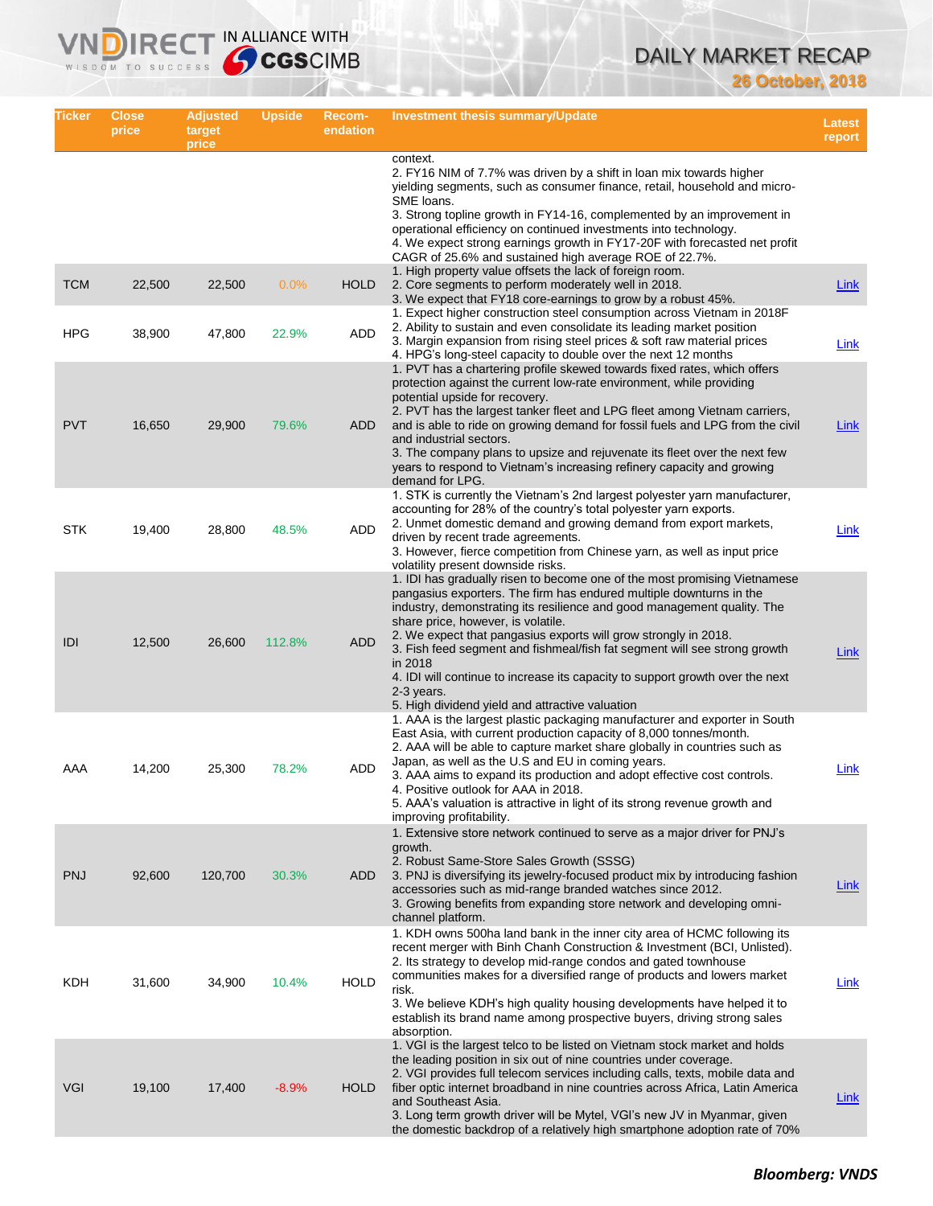# DAILY MARKET RECAP

**26 October, 2018**

| Ticker | Close price | Adjusted target price | Upside | Recom-endation | Investment thesis summary/Update | Latest report |
|---|---|---|---|---|---|---|
| | | | | | context.<br>2. FY16 NIM of 7.7% was driven by a shift in loan mix towards higher yielding segments, such as consumer finance, retail, household and micro-SME loans.<br>3. Strong topline growth in FY14-16, complemented by an improvement in operational efficiency on continued investments into technology.<br>4. We expect strong earnings growth in FY17-20F with forecasted net profit CAGR of 25.6% and sustained high average ROE of 22.7%. | |
| TCM | 22,500 | 22,500 | 0.0% | HOLD | 1. High property value offsets the lack of foreign room.<br>2. Core segments to perform moderately well in 2018.<br>3. We expect that FY18 core-earnings to grow by a robust 45%. | Link |
| HPG | 38,900 | 47,800 | 22.9% | ADD | 1. Expect higher construction steel consumption across Vietnam in 2018F<br>2. Ability to sustain and even consolidate its leading market position<br>3. Margin expansion from rising steel prices & soft raw material prices<br>4. HPG's long-steel capacity to double over the next 12 months | Link |
| PVT | 16,650 | 29,900 | 79.6% | ADD | 1. PVT has a chartering profile skewed towards fixed rates, which offers protection against the current low-rate environment, while providing potential upside for recovery.<br>2. PVT has the largest tanker fleet and LPG fleet among Vietnam carriers, and is able to ride on growing demand for fossil fuels and LPG from the civil and industrial sectors.<br>3. The company plans to upsize and rejuvenate its fleet over the next few years to respond to Vietnam's increasing refinery capacity and growing demand for LPG. | Link |
| STK | 19,400 | 28,800 | 48.5% | ADD | 1. STK is currently the Vietnam's 2nd largest polyester yarn manufacturer, accounting for 28% of the country's total polyester yarn exports.<br>2. Unmet domestic demand and growing demand from export markets, driven by recent trade agreements.<br>3. However, fierce competition from Chinese yarn, as well as input price volatility present downside risks. | Link |
| IDI | 12,500 | 26,600 | 112.8% | ADD | 1. IDI has gradually risen to become one of the most promising Vietnamese pangasius exporters. The firm has endured multiple downturns in the industry, demonstrating its resilience and good management quality. The share price, however, is volatile.<br>2. We expect that pangasius exports will grow strongly in 2018.<br>3. Fish feed segment and fishmeal/fish fat segment will see strong growth in 2018<br>4. IDI will continue to increase its capacity to support growth over the next 2-3 years.<br>5. High dividend yield and attractive valuation | Link |
| AAA | 14,200 | 25,300 | 78.2% | ADD | 1. AAA is the largest plastic packaging manufacturer and exporter in South East Asia, with current production capacity of 8,000 tonnes/month.<br>2. AAA will be able to capture market share globally in countries such as Japan, as well as the U.S and EU in coming years.<br>3. AAA aims to expand its production and adopt effective cost controls.<br>4. Positive outlook for AAA in 2018.<br>5. AAA's valuation is attractive in light of its strong revenue growth and improving profitability. | Link |
| PNJ | 92,600 | 120,700 | 30.3% | ADD | 1. Extensive store network continued to serve as a major driver for PNJ's growth.<br>2. Robust Same-Store Sales Growth (SSSG)<br>3. PNJ is diversifying its jewelry-focused product mix by introducing fashion accessories such as mid-range branded watches since 2012.<br>3. Growing benefits from expanding store network and developing omni-channel platform. | Link |
| KDH | 31,600 | 34,900 | 10.4% | HOLD | 1. KDH owns 500ha land bank in the inner city area of HCMC following its recent merger with Binh Chanh Construction & Investment (BCI, Unlisted).<br>2. Its strategy to develop mid-range condos and gated townhouse communities makes for a diversified range of products and lowers market risk.<br>3. We believe KDH's high quality housing developments have helped it to establish its brand name among prospective buyers, driving strong sales absorption. | Link |
| VGI | 19,100 | 17,400 | -8.9% | HOLD | 1. VGI is the largest telco to be listed on Vietnam stock market and holds the leading position in six out of nine countries under coverage.<br>2. VGI provides full telecom services including calls, texts, mobile data and fiber optic internet broadband in nine countries across Africa, Latin America and Southeast Asia.<br>3. Long term growth driver will be Mytel, VGI's new JV in Myanmar, given the domestic backdrop of a relatively high smartphone adoption rate of 70% | Link |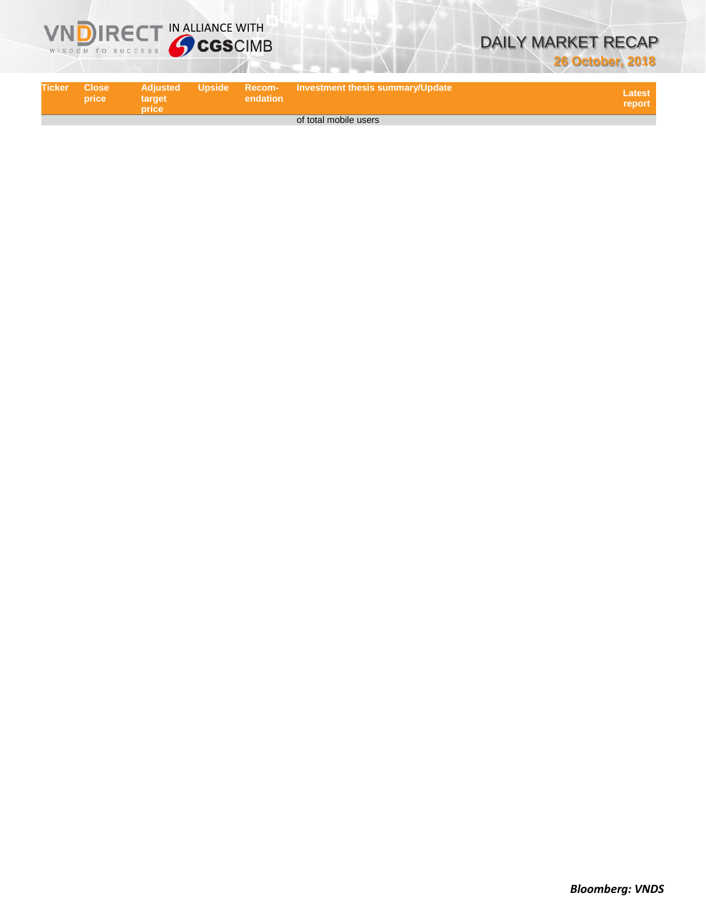| Ticker | Close price | Adjusted target price | Upside | Recom-endation | Investment thesis summary/Update | Latest report |
|---|---|---|---|---|---|---|
| | | | | | of total mobile users | |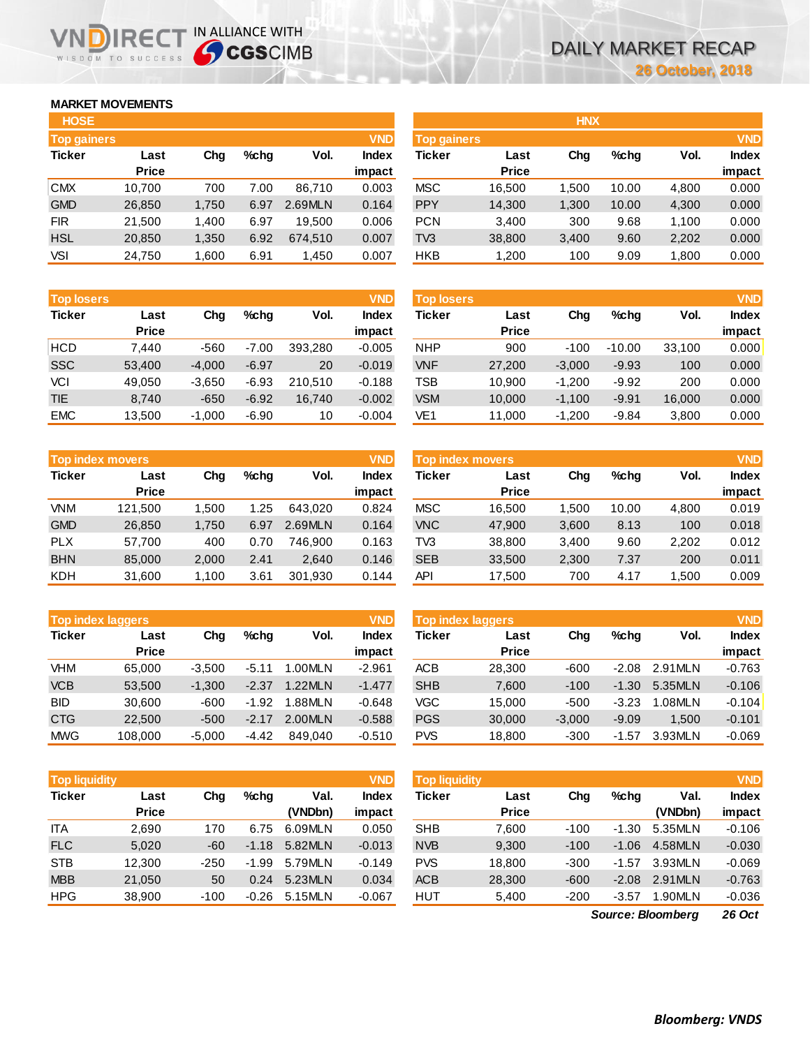# DAILY MARKET RECAP

26 October, 2018

## MARKET MOVEMENTS

### HOSE

| Top gainers | | | | | VND |
|---|---|---|---|---|---|
| Ticker | Last Price | Chg | %chg | Vol. | Index impact |
| CMX | 10,700 | 700 | 7.00 | 86,710 | 0.003 |
| GMD | 26,850 | 1,750 | 6.97 | 2.69MLN | 0.164 |
| FIR | 21,500 | 1,400 | 6.97 | 19,500 | 0.006 |
| HSL | 20,850 | 1,350 | 6.92 | 674,510 | 0.007 |
| VSI | 24,750 | 1,600 | 6.91 | 1,450 | 0.007 |

| Top losers | | | | | VND |
|---|---|---|---|---|---|
| Ticker | Last Price | Chg | %chg | Vol. | Index impact |
| HCD | 7,440 | -560 | -7.00 | 393,280 | -0.005 |
| SSC | 53,400 | -4,000 | -6.97 | 20 | -0.019 |
| VCI | 49,050 | -3,650 | -6.93 | 210,510 | -0.188 |
| TIE | 8,740 | -650 | -6.92 | 16,740 | -0.002 |
| EMC | 13,500 | -1,000 | -6.90 | 10 | -0.004 |

| Top index movers | | | | | VND |
|---|---|---|---|---|---|
| Ticker | Last Price | Chg | %chg | Vol. | Index impact |
| VNM | 121,500 | 1,500 | 1.25 | 643,020 | 0.824 |
| GMD | 26,850 | 1,750 | 6.97 | 2.69MLN | 0.164 |
| PLX | 57,700 | 400 | 0.70 | 746,900 | 0.163 |
| BHN | 85,000 | 2,000 | 2.41 | 2,640 | 0.146 |
| KDH | 31,600 | 1,100 | 3.61 | 301,930 | 0.144 |

| Top index laggers | | | | | VND |
|---|---|---|---|---|---|
| Ticker | Last Price | Chg | %chg | Vol. | Index impact |
| VHM | 65,000 | -3,500 | -5.11 | 1.00MLN | -2.961 |
| VCB | 53,500 | -1,300 | -2.37 | 1.22MLN | -1.477 |
| BID | 30,600 | -600 | -1.92 | 1.88MLN | -0.648 |
| CTG | 22,500 | -500 | -2.17 | 2.00MLN | -0.588 |
| MWG | 108,000 | -5,000 | -4.42 | 849,040 | -0.510 |

| Top liquidity | | | | | VND |
|---|---|---|---|---|---|
| Ticker | Last Price | Chg | %chg | Val. (VNDbn) | Index impact |
| ITA | 2,690 | 170 | 6.75 | 6.09MLN | 0.050 |
| FLC | 5,020 | -60 | -1.18 | 5.82MLN | -0.013 |
| STB | 12,300 | -250 | -1.99 | 5.79MLN | -0.149 |
| MBB | 21,050 | 50 | 0.24 | 5.23MLN | 0.034 |
| HPG | 38,900 | -100 | -0.26 | 5.15MLN | -0.067 |

### HNX

| Top gainers | | | | | VND |
|---|---|---|---|---|---|
| Ticker | Last Price | Chg | %chg | Vol. | Index impact |
| MSC | 16,500 | 1,500 | 10.00 | 4,800 | 0.000 |
| PPY | 14,300 | 1,300 | 10.00 | 4,300 | 0.000 |
| PCN | 3,400 | 300 | 9.68 | 1,100 | 0.000 |
| TV3 | 38,800 | 3,400 | 9.60 | 2,202 | 0.000 |
| HKB | 1,200 | 100 | 9.09 | 1,800 | 0.000 |

| Top losers | | | | | VND |
|---|---|---|---|---|---|
| Ticker | Last Price | Chg | %chg | Vol. | Index impact |
| NHP | 900 | -100 | -10.00 | 33,100 | 0.000 |
| VNF | 27,200 | -3,000 | -9.93 | 100 | 0.000 |
| TSB | 10,900 | -1,200 | -9.92 | 200 | 0.000 |
| VSM | 10,000 | -1,100 | -9.91 | 16,000 | 0.000 |
| VE1 | 11,000 | -1,200 | -9.84 | 3,800 | 0.000 |

| Top index movers | | | | | VND |
|---|---|---|---|---|---|
| Ticker | Last Price | Chg | %chg | Vol. | Index impact |
| MSC | 16,500 | 1,500 | 10.00 | 4,800 | 0.019 |
| VNC | 47,900 | 3,600 | 8.13 | 100 | 0.018 |
| TV3 | 38,800 | 3,400 | 9.60 | 2,202 | 0.012 |
| SEB | 33,500 | 2,300 | 7.37 | 200 | 0.011 |
| API | 17,500 | 700 | 4.17 | 1,500 | 0.009 |

| Top index laggers | | | | | VND |
|---|---|---|---|---|---|
| Ticker | Last Price | Chg | %chg | Vol. | Index impact |
| ACB | 28,300 | -600 | -2.08 | 2.91MLN | -0.763 |
| SHB | 7,600 | -100 | -1.30 | 5.35MLN | -0.106 |
| VGC | 15,000 | -500 | -3.23 | 1.08MLN | -0.104 |
| PGS | 30,000 | -3,000 | -9.09 | 1,500 | -0.101 |
| PVS | 18,800 | -300 | -1.57 | 3.93MLN | -0.069 |

| Top liquidity | | | | | VND |
|---|---|---|---|---|---|
| Ticker | Last Price | Chg | %chg | Val. (VNDbn) | Index impact |
| SHB | 7,600 | -100 | -1.30 | 5.35MLN | -0.106 |
| NVB | 9,300 | -100 | -1.06 | 4.58MLN | -0.030 |
| PVS | 18,800 | -300 | -1.57 | 3.93MLN | -0.069 |
| ACB | 28,300 | -600 | -2.08 | 2.91MLN | -0.763 |
| HUT | 5,400 | -200 | -3.57 | 1.90MLN | -0.036 |

*Source: Bloomberg* *26 Oct*

***Bloomberg: VNDS***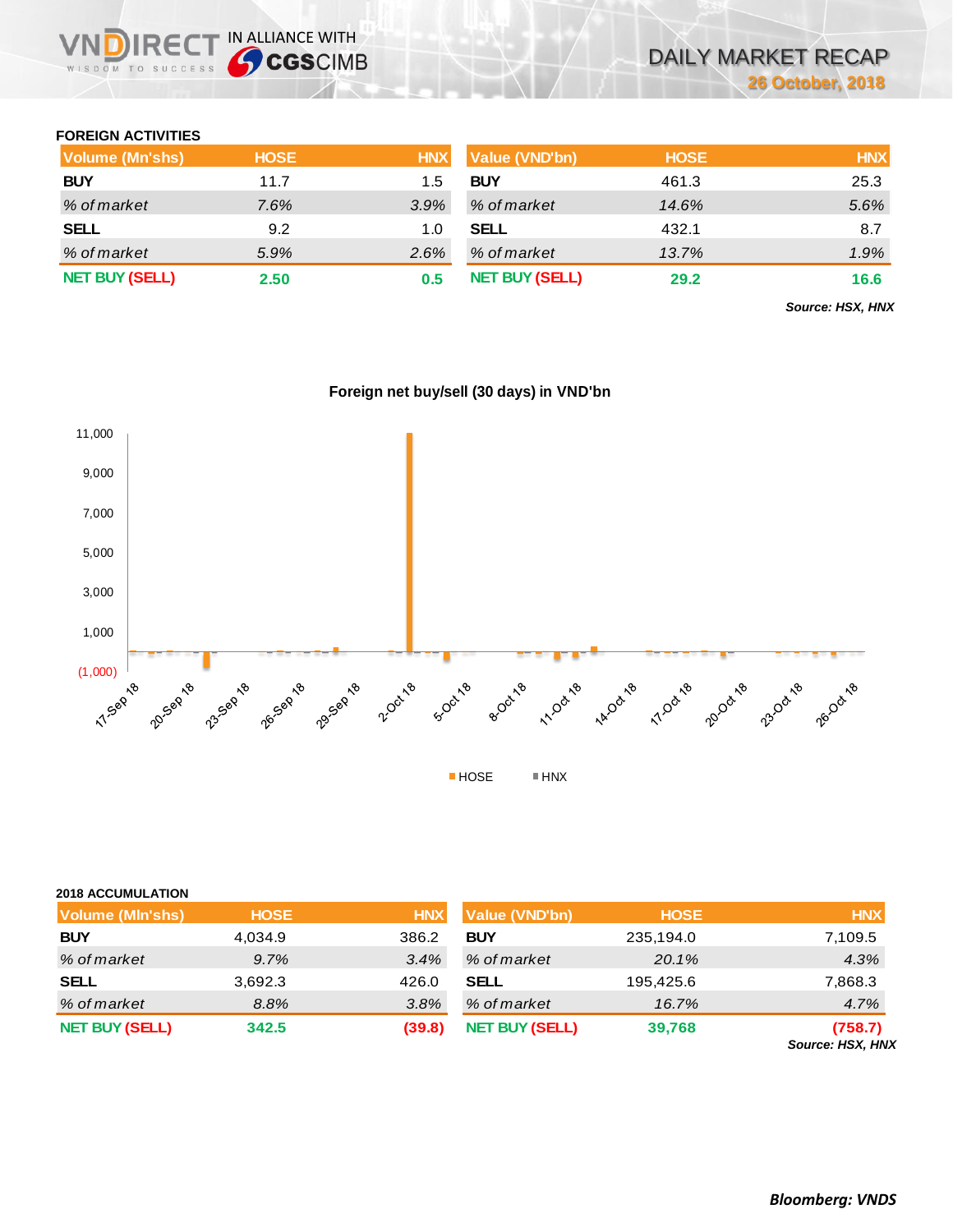## FOREIGN ACTIVITIES

| Volume (Mn'shs) | HOSE | HNX | Value (VND'bn) | HOSE | HNX |
|---|---|---|---|---|---|
| **BUY** | 11.7 | 1.5 | **BUY** | 461.3 | 25.3 |
| *% of market* | *7.6%* | *3.9%* | *% of market* | *14.6%* | *5.6%* |
| **SELL** | 9.2 | 1.0 | **SELL** | 432.1 | 8.7 |
| *% of market* | *5.9%* | *2.6%* | *% of market* | *13.7%* | *1.9%* |
| **NET BUY (SELL)** | **2.50** | **0.5** | **NET BUY (SELL)** | **29.2** | **16.6** |

***Source: HSX, HNX***

**Foreign net buy/sell (30 days) in VND'bn**

Y-axis: 11,000; 9,000; 7,000; 5,000; 3,000; 1,000; (1,000)

X-axis: 17-Sep 18, 20-Sep 18, 23-Sep 18, 26-Sep 18, 29-Sep 18, 2-Oct 18, 5-Oct 18, 8-Oct 18, 11-Oct 18, 14-Oct 18, 17-Oct 18, 20-Oct 18, 23-Oct 18, 26-Oct 18

Legend: HOSE, HNX

## 2018 ACCUMULATION

| Volume (Mln'shs) | HOSE | HNX | Value (VND'bn) | HOSE | HNX |
|---|---|---|---|---|---|
| **BUY** | 4,034.9 | 386.2 | **BUY** | 235,194.0 | 7,109.5 |
| *% of market* | *9.7%* | *3.4%* | *% of market* | *20.1%* | *4.3%* |
| **SELL** | 3,692.3 | 426.0 | **SELL** | 195,425.6 | 7,868.3 |
| *% of market* | *8.8%* | *3.8%* | *% of market* | *16.7%* | *4.7%* |
| **NET BUY (SELL)** | **342.5** | **(39.8)** | **NET BUY (SELL)** | **39,768** | **(758.7)** |

***Source: HSX, HNX***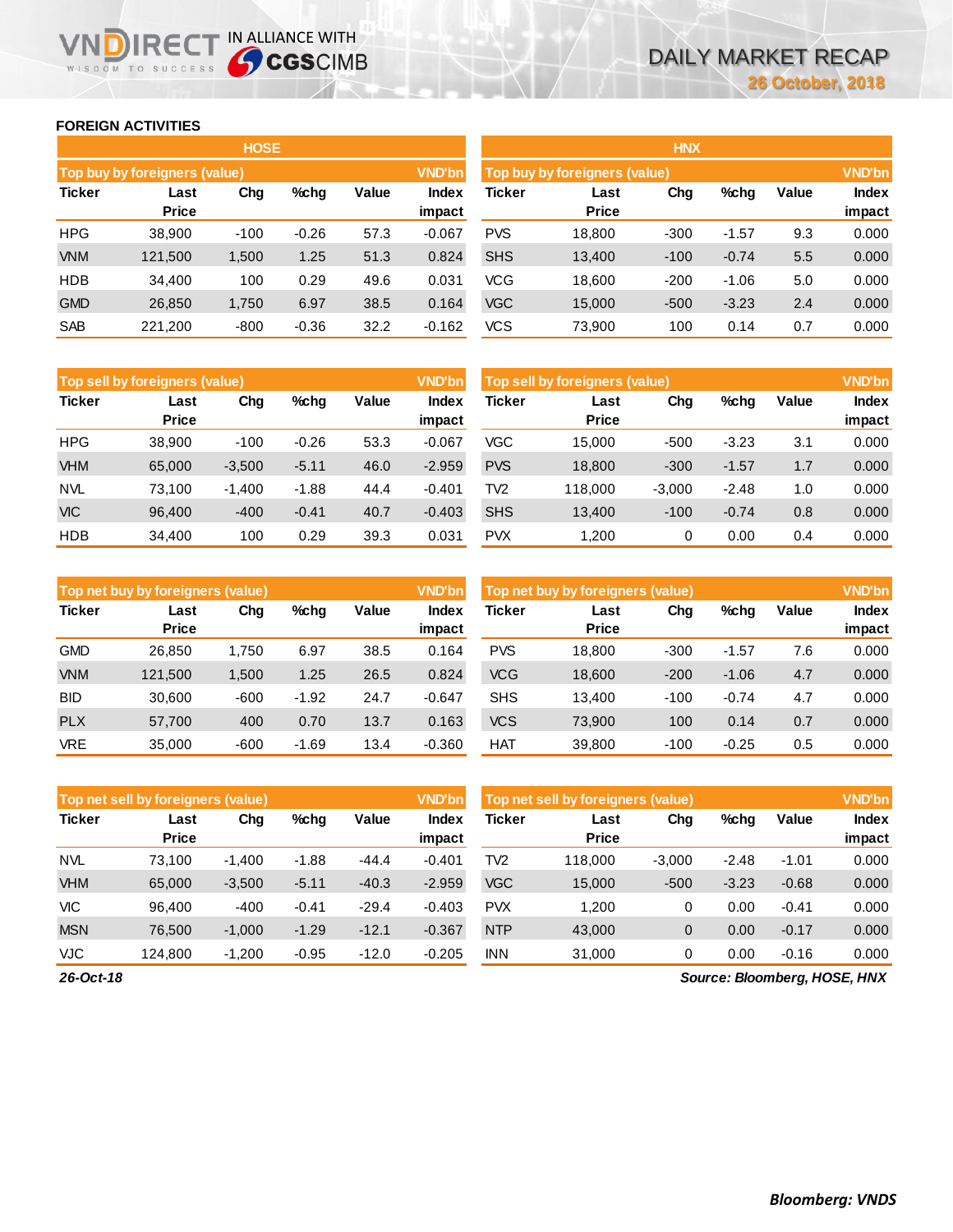## FOREIGN ACTIVITIES

### HOSE

| Top buy by foreigners (value) | | | | | VND'bn |
|---|---|---|---|---|---|
| Ticker | Last Price | Chg | %chg | Value | Index impact |
| HPG | 38,900 | -100 | -0.26 | 57.3 | -0.067 |
| VNM | 121,500 | 1,500 | 1.25 | 51.3 | 0.824 |
| HDB | 34,400 | 100 | 0.29 | 49.6 | 0.031 |
| GMD | 26,850 | 1,750 | 6.97 | 38.5 | 0.164 |
| SAB | 221,200 | -800 | -0.36 | 32.2 | -0.162 |

| Top sell by foreigners (value) | | | | | VND'bn |
|---|---|---|---|---|---|
| Ticker | Last Price | Chg | %chg | Value | Index impact |
| HPG | 38,900 | -100 | -0.26 | 53.3 | -0.067 |
| VHM | 65,000 | -3,500 | -5.11 | 46.0 | -2.959 |
| NVL | 73,100 | -1,400 | -1.88 | 44.4 | -0.401 |
| VIC | 96,400 | -400 | -0.41 | 40.7 | -0.403 |
| HDB | 34,400 | 100 | 0.29 | 39.3 | 0.031 |

| Top net buy by foreigners (value) | | | | | VND'bn |
|---|---|---|---|---|---|
| Ticker | Last Price | Chg | %chg | Value | Index impact |
| GMD | 26,850 | 1,750 | 6.97 | 38.5 | 0.164 |
| VNM | 121,500 | 1,500 | 1.25 | 26.5 | 0.824 |
| BID | 30,600 | -600 | -1.92 | 24.7 | -0.647 |
| PLX | 57,700 | 400 | 0.70 | 13.7 | 0.163 |
| VRE | 35,000 | -600 | -1.69 | 13.4 | -0.360 |

| Top net sell by foreigners (value) | | | | | VND'bn |
|---|---|---|---|---|---|
| Ticker | Last Price | Chg | %chg | Value | Index impact |
| NVL | 73,100 | -1,400 | -1.88 | -44.4 | -0.401 |
| VHM | 65,000 | -3,500 | -5.11 | -40.3 | -2.959 |
| VIC | 96,400 | -400 | -0.41 | -29.4 | -0.403 |
| MSN | 76,500 | -1,000 | -1.29 | -12.1 | -0.367 |
| VJC | 124,800 | -1,200 | -0.95 | -12.0 | -0.205 |

### HNX

| Top buy by foreigners (value) | | | | | VND'bn |
|---|---|---|---|---|---|
| Ticker | Last Price | Chg | %chg | Value | Index impact |
| PVS | 18,800 | -300 | -1.57 | 9.3 | 0.000 |
| SHS | 13,400 | -100 | -0.74 | 5.5 | 0.000 |
| VCG | 18,600 | -200 | -1.06 | 5.0 | 0.000 |
| VGC | 15,000 | -500 | -3.23 | 2.4 | 0.000 |
| VCS | 73,900 | 100 | 0.14 | 0.7 | 0.000 |

| Top sell by foreigners (value) | | | | | VND'bn |
|---|---|---|---|---|---|
| Ticker | Last Price | Chg | %chg | Value | Index impact |
| VGC | 15,000 | -500 | -3.23 | 3.1 | 0.000 |
| PVS | 18,800 | -300 | -1.57 | 1.7 | 0.000 |
| TV2 | 118,000 | -3,000 | -2.48 | 1.0 | 0.000 |
| SHS | 13,400 | -100 | -0.74 | 0.8 | 0.000 |
| PVX | 1,200 | 0 | 0.00 | 0.4 | 0.000 |

| Top net buy by foreigners (value) | | | | | VND'bn |
|---|---|---|---|---|---|
| Ticker | Last Price | Chg | %chg | Value | Index impact |
| PVS | 18,800 | -300 | -1.57 | 7.6 | 0.000 |
| VCG | 18,600 | -200 | -1.06 | 4.7 | 0.000 |
| SHS | 13,400 | -100 | -0.74 | 4.7 | 0.000 |
| VCS | 73,900 | 100 | 0.14 | 0.7 | 0.000 |
| HAT | 39,800 | -100 | -0.25 | 0.5 | 0.000 |

| Top net sell by foreigners (value) | | | | | VND'bn |
|---|---|---|---|---|---|
| Ticker | Last Price | Chg | %chg | Value | Index impact |
| TV2 | 118,000 | -3,000 | -2.48 | -1.01 | 0.000 |
| VGC | 15,000 | -500 | -3.23 | -0.68 | 0.000 |
| PVX | 1,200 | 0 | 0.00 | -0.41 | 0.000 |
| NTP | 43,000 | 0 | 0.00 | -0.17 | 0.000 |
| INN | 31,000 | 0 | 0.00 | -0.16 | 0.000 |

*26-Oct-18*

*Source: Bloomberg, HOSE, HNX*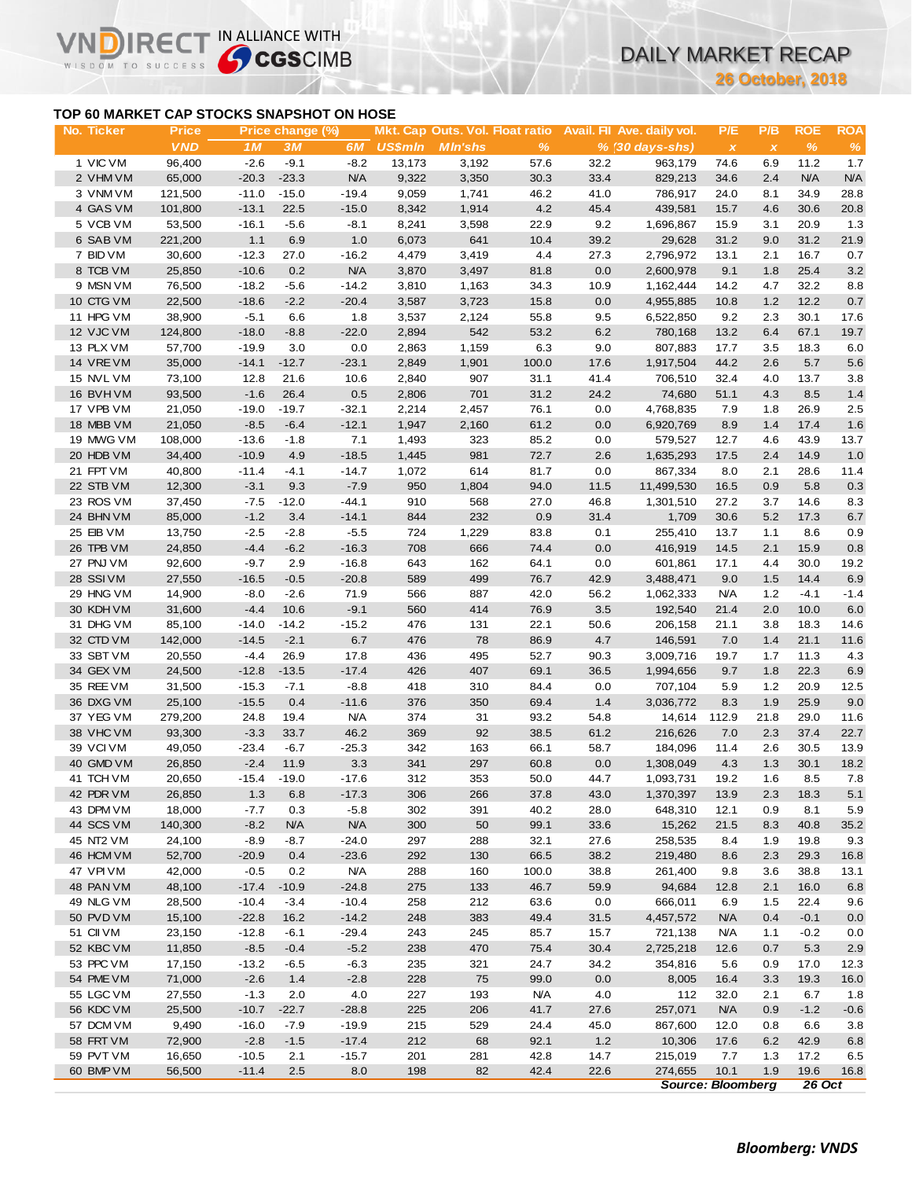# TOP 60 MARKET CAP STOCKS SNAPSHOT ON HOSE

| No. | Ticker | Price | Price change (%) | | | Mkt. Cap | Outs. Vol. | Float ratio | Avail. FII | Ave. daily vol. | P/E | P/B | ROE | ROA |
|---|---|---|---|---|---|---|---|---|---|---|---|---|---|---|
| | | VND | 1M | 3M | 6M | US$mln | Mln'shs | % | % | (30 days-shs) | x | x | % | % |
| 1 | VIC VM | 96,400 | -2.6 | -9.1 | -8.2 | 13,173 | 3,192 | 57.6 | 32.2 | 963,179 | 74.6 | 6.9 | 11.2 | 1.7 |
| 2 | VHM VM | 65,000 | -20.3 | -23.3 | N/A | 9,322 | 3,350 | 30.3 | 33.4 | 829,213 | 34.6 | 2.4 | N/A | N/A |
| 3 | VNM VM | 121,500 | -11.0 | -15.0 | -19.4 | 9,059 | 1,741 | 46.2 | 41.0 | 786,917 | 24.0 | 8.1 | 34.9 | 28.8 |
| 4 | GAS VM | 101,800 | -13.1 | 22.5 | -15.0 | 8,342 | 1,914 | 4.2 | 45.4 | 439,581 | 15.7 | 4.6 | 30.6 | 20.8 |
| 5 | VCB VM | 53,500 | -16.1 | -5.6 | -8.1 | 8,241 | 3,598 | 22.9 | 9.2 | 1,696,867 | 15.9 | 3.1 | 20.9 | 1.3 |
| 6 | SAB VM | 221,200 | 1.1 | 6.9 | 1.0 | 6,073 | 641 | 10.4 | 39.2 | 29,628 | 31.2 | 9.0 | 31.2 | 21.9 |
| 7 | BID VM | 30,600 | -12.3 | 27.0 | -16.2 | 4,479 | 3,419 | 4.4 | 27.3 | 2,796,972 | 13.1 | 2.1 | 16.7 | 0.7 |
| 8 | TCB VM | 25,850 | -10.6 | 0.2 | N/A | 3,870 | 3,497 | 81.8 | 0.0 | 2,600,978 | 9.1 | 1.8 | 25.4 | 3.2 |
| 9 | MSN VM | 76,500 | -18.2 | -5.6 | -14.2 | 3,810 | 1,163 | 34.3 | 10.9 | 1,162,444 | 14.2 | 4.7 | 32.2 | 8.8 |
| 10 | CTG VM | 22,500 | -18.6 | -2.2 | -20.4 | 3,587 | 3,723 | 15.8 | 0.0 | 4,955,885 | 10.8 | 1.2 | 12.2 | 0.7 |
| 11 | HPG VM | 38,900 | -5.1 | 6.6 | 1.8 | 3,537 | 2,124 | 55.8 | 9.5 | 6,522,850 | 9.2 | 2.3 | 30.1 | 17.6 |
| 12 | VJC VM | 124,800 | -18.0 | -8.8 | -22.0 | 2,894 | 542 | 53.2 | 6.2 | 780,168 | 13.2 | 6.4 | 67.1 | 19.7 |
| 13 | PLX VM | 57,700 | -19.9 | 3.0 | 0.0 | 2,863 | 1,159 | 6.3 | 9.0 | 807,883 | 17.7 | 3.5 | 18.3 | 6.0 |
| 14 | VRE VM | 35,000 | -14.1 | -12.7 | -23.1 | 2,849 | 1,901 | 100.0 | 17.6 | 1,917,504 | 44.2 | 2.6 | 5.7 | 5.6 |
| 15 | NVL VM | 73,100 | 12.8 | 21.6 | 10.6 | 2,840 | 907 | 31.1 | 41.4 | 706,510 | 32.4 | 4.0 | 13.7 | 3.8 |
| 16 | BVH VM | 93,500 | -1.6 | 26.4 | 0.5 | 2,806 | 701 | 31.2 | 24.2 | 74,680 | 51.1 | 4.3 | 8.5 | 1.4 |
| 17 | VPB VM | 21,050 | -19.0 | -19.7 | -32.1 | 2,214 | 2,457 | 76.1 | 0.0 | 4,768,835 | 7.9 | 1.8 | 26.9 | 2.5 |
| 18 | MBB VM | 21,050 | -8.5 | -6.4 | -12.1 | 1,947 | 2,160 | 61.2 | 0.0 | 6,920,769 | 8.9 | 1.4 | 17.4 | 1.6 |
| 19 | MWG VM | 108,000 | -13.6 | -1.8 | 7.1 | 1,493 | 323 | 85.2 | 0.0 | 579,527 | 12.7 | 4.6 | 43.9 | 13.7 |
| 20 | HDB VM | 34,400 | -10.9 | 4.9 | -18.5 | 1,445 | 981 | 72.7 | 2.6 | 1,635,293 | 17.5 | 2.4 | 14.9 | 1.0 |
| 21 | FPT VM | 40,800 | -11.4 | -4.1 | -14.7 | 1,072 | 614 | 81.7 | 0.0 | 867,334 | 8.0 | 2.1 | 28.6 | 11.4 |
| 22 | STB VM | 12,300 | -3.1 | 9.3 | -7.9 | 950 | 1,804 | 94.0 | 11.5 | 11,499,530 | 16.5 | 0.9 | 5.8 | 0.3 |
| 23 | ROS VM | 37,450 | -7.5 | -12.0 | -44.1 | 910 | 568 | 27.0 | 46.8 | 1,301,510 | 27.2 | 3.7 | 14.6 | 8.3 |
| 24 | BHN VM | 85,000 | -1.2 | 3.4 | -14.1 | 844 | 232 | 0.9 | 31.4 | 1,709 | 30.6 | 5.2 | 17.3 | 6.7 |
| 25 | EIB VM | 13,750 | -2.5 | -2.8 | -5.5 | 724 | 1,229 | 83.8 | 0.1 | 255,410 | 13.7 | 1.1 | 8.6 | 0.9 |
| 26 | TPB VM | 24,850 | -4.4 | -6.2 | -16.3 | 708 | 666 | 74.4 | 0.0 | 416,919 | 14.5 | 2.1 | 15.9 | 0.8 |
| 27 | PNJ VM | 92,600 | -9.7 | 2.9 | -16.8 | 643 | 162 | 64.1 | 0.0 | 601,861 | 17.1 | 4.4 | 30.0 | 19.2 |
| 28 | SSI VM | 27,550 | -16.5 | -0.5 | -20.8 | 589 | 499 | 76.7 | 42.9 | 3,488,471 | 9.0 | 1.5 | 14.4 | 6.9 |
| 29 | HNG VM | 14,900 | -8.0 | -2.6 | 71.9 | 566 | 887 | 42.0 | 56.2 | 1,062,333 | N/A | 1.2 | -4.1 | -1.4 |
| 30 | KDH VM | 31,600 | -4.4 | 10.6 | -9.1 | 560 | 414 | 76.9 | 3.5 | 192,540 | 21.4 | 2.0 | 10.0 | 6.0 |
| 31 | DHG VM | 85,100 | -14.0 | -14.2 | -15.2 | 476 | 131 | 22.1 | 50.6 | 206,158 | 21.1 | 3.8 | 18.3 | 14.6 |
| 32 | CTD VM | 142,000 | -14.5 | -2.1 | 6.7 | 476 | 78 | 86.9 | 4.7 | 146,591 | 7.0 | 1.4 | 21.1 | 11.6 |
| 33 | SBT VM | 20,550 | -4.4 | 26.9 | 17.8 | 436 | 495 | 52.7 | 90.3 | 3,009,716 | 19.7 | 1.7 | 11.3 | 4.3 |
| 34 | GEX VM | 24,500 | -12.8 | -13.5 | -17.4 | 426 | 407 | 69.1 | 36.5 | 1,994,656 | 9.7 | 1.8 | 22.3 | 6.9 |
| 35 | REE VM | 31,500 | -15.3 | -7.1 | -8.8 | 418 | 310 | 84.4 | 0.0 | 707,104 | 5.9 | 1.2 | 20.9 | 12.5 |
| 36 | DXG VM | 25,100 | -15.5 | 0.4 | -11.6 | 376 | 350 | 69.4 | 1.4 | 3,036,772 | 8.3 | 1.9 | 25.9 | 9.0 |
| 37 | YEG VM | 279,200 | 24.8 | 19.4 | N/A | 374 | 31 | 93.2 | 54.8 | 14,614 | 112.9 | 21.8 | 29.0 | 11.6 |
| 38 | VHC VM | 93,300 | -3.3 | 33.7 | 46.2 | 369 | 92 | 38.5 | 61.2 | 216,626 | 7.0 | 2.3 | 37.4 | 22.7 |
| 39 | VCI VM | 49,050 | -23.4 | -6.7 | -25.3 | 342 | 163 | 66.1 | 58.7 | 184,096 | 11.4 | 2.6 | 30.5 | 13.9 |
| 40 | GMD VM | 26,850 | -2.4 | 11.9 | 3.3 | 341 | 297 | 60.8 | 0.0 | 1,308,049 | 4.3 | 1.3 | 30.1 | 18.2 |
| 41 | TCH VM | 20,650 | -15.4 | -19.0 | -17.6 | 312 | 353 | 50.0 | 44.7 | 1,093,731 | 19.2 | 1.6 | 8.5 | 7.8 |
| 42 | PDR VM | 26,850 | 1.3 | 6.8 | -17.3 | 306 | 266 | 37.8 | 43.0 | 1,370,397 | 13.9 | 2.3 | 18.3 | 5.1 |
| 43 | DPM VM | 18,000 | -7.7 | 0.3 | -5.8 | 302 | 391 | 40.2 | 28.0 | 648,310 | 12.1 | 0.9 | 8.1 | 5.9 |
| 44 | SCS VM | 140,300 | -8.2 | N/A | N/A | 300 | 50 | 99.1 | 33.6 | 15,262 | 21.5 | 8.3 | 40.8 | 35.2 |
| 45 | NT2 VM | 24,100 | -8.9 | -8.7 | -24.0 | 297 | 288 | 32.1 | 27.6 | 258,535 | 8.4 | 1.9 | 19.8 | 9.3 |
| 46 | HCM VM | 52,700 | -20.9 | 0.4 | -23.6 | 292 | 130 | 66.5 | 38.2 | 219,480 | 8.6 | 2.3 | 29.3 | 16.8 |
| 47 | VPI VM | 42,000 | -0.5 | 0.2 | N/A | 288 | 160 | 100.0 | 38.8 | 261,400 | 9.8 | 3.6 | 38.8 | 13.1 |
| 48 | PAN VM | 48,100 | -17.4 | -10.9 | -24.8 | 275 | 133 | 46.7 | 59.9 | 94,684 | 12.8 | 2.1 | 16.0 | 6.8 |
| 49 | NLG VM | 28,500 | -10.4 | -3.4 | -10.4 | 258 | 212 | 63.6 | 0.0 | 666,011 | 6.9 | 1.5 | 22.4 | 9.6 |
| 50 | PVD VM | 15,100 | -22.8 | 16.2 | -14.2 | 248 | 383 | 49.4 | 31.5 | 4,457,572 | N/A | 0.4 | -0.1 | 0.0 |
| 51 | CII VM | 23,150 | -12.8 | -6.1 | -29.4 | 243 | 245 | 85.7 | 15.7 | 721,138 | N/A | 1.1 | -0.2 | 0.0 |
| 52 | KBC VM | 11,850 | -8.5 | -0.4 | -5.2 | 238 | 470 | 75.4 | 30.4 | 2,725,218 | 12.6 | 0.7 | 5.3 | 2.9 |
| 53 | PPC VM | 17,150 | -13.2 | -6.5 | -6.3 | 235 | 321 | 24.7 | 34.2 | 354,816 | 5.6 | 0.9 | 17.0 | 12.3 |
| 54 | PME VM | 71,000 | -2.6 | 1.4 | -2.8 | 228 | 75 | 99.0 | 0.0 | 8,005 | 16.4 | 3.3 | 19.3 | 16.0 |
| 55 | LGC VM | 27,550 | -1.3 | 2.0 | 4.0 | 227 | 193 | N/A | 4.0 | 112 | 32.0 | 2.1 | 6.7 | 1.8 |
| 56 | KDC VM | 25,500 | -10.7 | -22.7 | -28.8 | 225 | 206 | 41.7 | 27.6 | 257,071 | N/A | 0.9 | -1.2 | -0.6 |
| 57 | DCM VM | 9,490 | -16.0 | -7.9 | -19.9 | 215 | 529 | 24.4 | 45.0 | 867,600 | 12.0 | 0.8 | 6.6 | 3.8 |
| 58 | FRT VM | 72,900 | -2.8 | -1.5 | -17.4 | 212 | 68 | 92.1 | 1.2 | 10,306 | 17.6 | 6.2 | 42.9 | 6.8 |
| 59 | PVT VM | 16,650 | -10.5 | 2.1 | -15.7 | 201 | 281 | 42.8 | 14.7 | 215,019 | 7.7 | 1.3 | 17.2 | 6.5 |
| 60 | BMP VM | 56,500 | -11.4 | 2.5 | 8.0 | 198 | 82 | 42.4 | 22.6 | 274,655 | 10.1 | 1.9 | 19.6 | 16.8 |

*Source: Bloomberg* **26 Oct**

*Bloomberg: VNDS*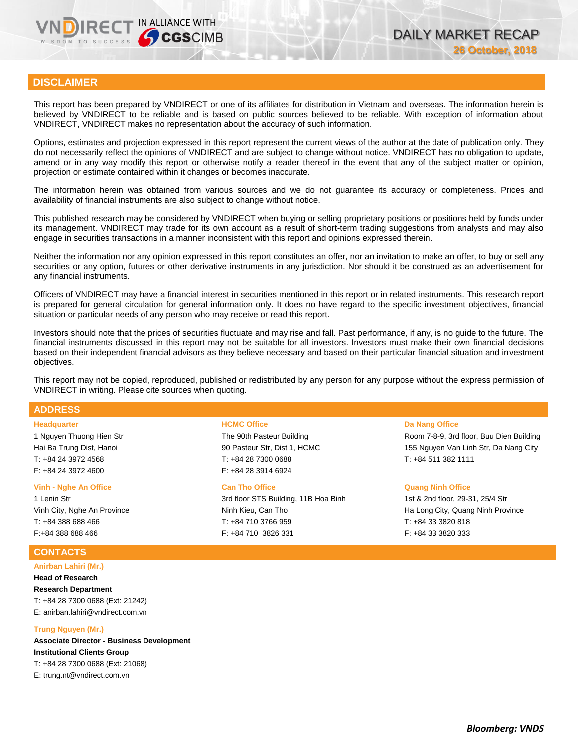## DISCLAIMER

This report has been prepared by VNDIRECT or one of its affiliates for distribution in Vietnam and overseas. The information herein is believed by VNDIRECT to be reliable and is based on public sources believed to be reliable. With exception of information about VNDIRECT, VNDIRECT makes no representation about the accuracy of such information.

Options, estimates and projection expressed in this report represent the current views of the author at the date of publication only. They do not necessarily reflect the opinions of VNDIRECT and are subject to change without notice. VNDIRECT has no obligation to update, amend or in any way modify this report or otherwise notify a reader thereof in the event that any of the subject matter or opinion, projection or estimate contained within it changes or becomes inaccurate.

The information herein was obtained from various sources and we do not guarantee its accuracy or completeness. Prices and availability of financial instruments are also subject to change without notice.

This published research may be considered by VNDIRECT when buying or selling proprietary positions or positions held by funds under its management. VNDIRECT may trade for its own account as a result of short-term trading suggestions from analysts and may also engage in securities transactions in a manner inconsistent with this report and opinions expressed therein.

Neither the information nor any opinion expressed in this report constitutes an offer, nor an invitation to make an offer, to buy or sell any securities or any option, futures or other derivative instruments in any jurisdiction. Nor should it be construed as an advertisement for any financial instruments.

Officers of VNDIRECT may have a financial interest in securities mentioned in this report or in related instruments. This research report is prepared for general circulation for general information only. It does no have regard to the specific investment objectives, financial situation or particular needs of any person who may receive or read this report.

Investors should note that the prices of securities fluctuate and may rise and fall. Past performance, if any, is no guide to the future. The financial instruments discussed in this report may not be suitable for all investors. Investors must make their own financial decisions based on their independent financial advisors as they believe necessary and based on their particular financial situation and investment objectives.

This report may not be copied, reproduced, published or redistributed by any person for any purpose without the express permission of VNDIRECT in writing. Please cite sources when quoting.

## ADDRESS

**Headquarter**
1 Nguyen Thuong Hien Str
Hai Ba Trung Dist, Hanoi
T: +84 24 3972 4568
F: +84 24 3972 4600

**HCMC Office**
The 90th Pasteur Building
90 Pasteur Str, Dist 1, HCMC
T: +84 28 7300 0688
F: +84 28 3914 6924

**Da Nang Office**
Room 7-8-9, 3rd floor, Buu Dien Building
155 Nguyen Van Linh Str, Da Nang City
T: +84 511 382 1111

**Vinh - Nghe An Office**
1 Lenin Str
Vinh City, Nghe An Province
T: +84 388 688 466
F:+84 388 688 466

**Can Tho Office**
3rd floor STS Building, 11B Hoa Binh
Ninh Kieu, Can Tho
T: +84 710 3766 959
F: +84 710 3826 331

**Quang Ninh Office**
1st & 2nd floor, 29-31, 25/4 Str
Ha Long City, Quang Ninh Province
T: +84 33 3820 818
F: +84 33 3820 333

## CONTACTS

**Anirban Lahiri (Mr.)**
**Head of Research**
**Research Department**
T: +84 28 7300 0688 (Ext: 21242)
E: anirban.lahiri@vndirect.com.vn

**Trung Nguyen (Mr.)**
**Associate Director - Business Development**
**Institutional Clients Group**
T: +84 28 7300 0688 (Ext: 21068)
E: trung.nt@vndirect.com.vn

***Bloomberg: VNDS***